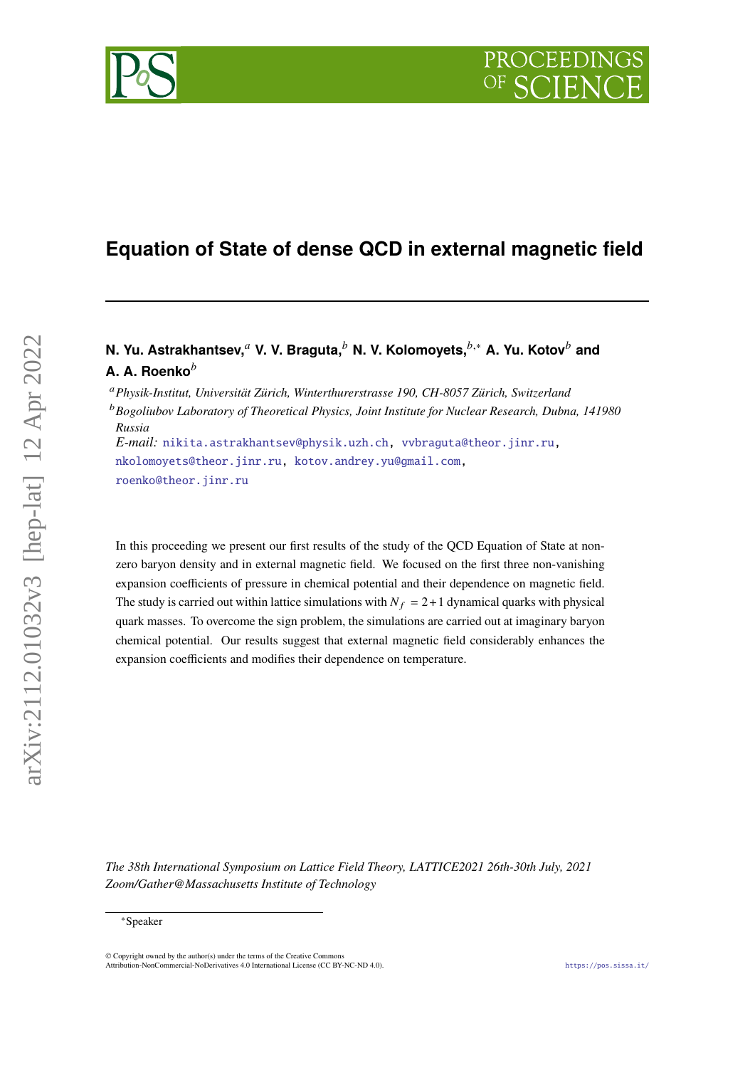# Equation of State of dense QCD in external magnetic field

**N. Yu. Astrakhantsev,**[a] **V. V. Braguta,**[b] **N. V. Kolomoyets,**[b,*] **A. Yu. Kotov**[b] **and A. A. Roenko**[b]

[a] *Physik-Institut, Universität Zürich, Winterthurerstrasse 190, CH-8057 Zürich, Switzerland*

[b] *Bogoliubov Laboratory of Theoretical Physics, Joint Institute for Nuclear Research, Dubna, 141980 Russia*

*E-mail:* nikita.astrakhantsev@physik.uzh.ch, vvbraguta@theor.jinr.ru, nkolomoyets@theor.jinr.ru, kotov.andrey.yu@gmail.com, roenko@theor.jinr.ru

In this proceeding we present our first results of the study of the QCD Equation of State at non-zero baryon density and in external magnetic field. We focused on the first three non-vanishing expansion coefficients of pressure in chemical potential and their dependence on magnetic field. The study is carried out within lattice simulations with $N_f = 2+1$ dynamical quarks with physical quark masses. To overcome the sign problem, the simulations are carried out at imaginary baryon chemical potential. Our results suggest that external magnetic field considerably enhances the expansion coefficients and modifies their dependence on temperature.

*The 38th International Symposium on Lattice Field Theory, LATTICE2021 26th-30th July, 2021 Zoom/Gather@Massachusetts Institute of Technology*

*Speaker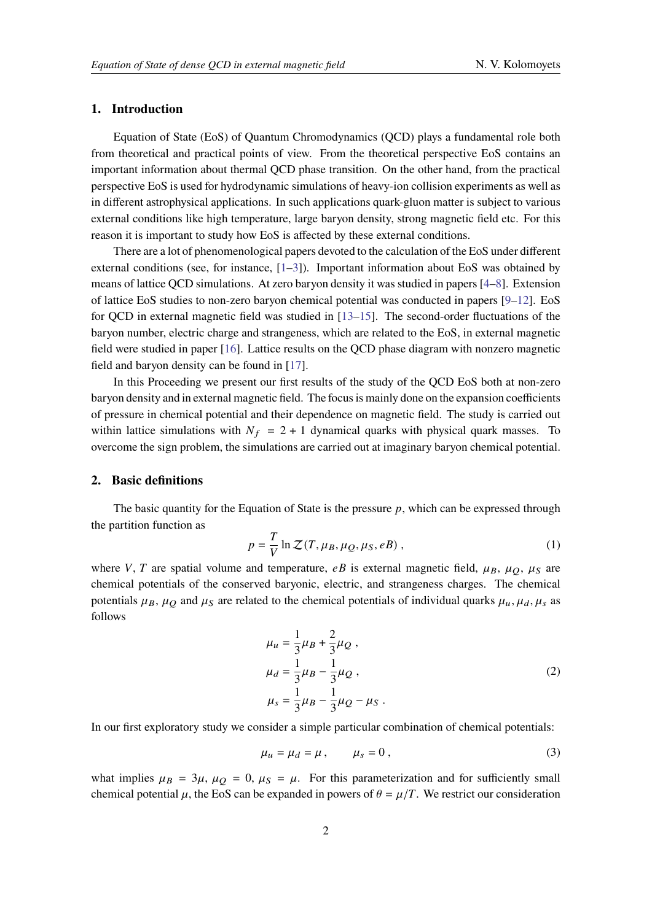## 1. Introduction

Equation of State (EoS) of Quantum Chromodynamics (QCD) plays a fundamental role both from theoretical and practical points of view. From the theoretical perspective EoS contains an important information about thermal QCD phase transition. On the other hand, from the practical perspective EoS is used for hydrodynamic simulations of heavy-ion collision experiments as well as in different astrophysical applications. In such applications quark-gluon matter is subject to various external conditions like high temperature, large baryon density, strong magnetic field etc. For this reason it is important to study how EoS is affected by these external conditions.

There are a lot of phenomenological papers devoted to the calculation of the EoS under different external conditions (see, for instance, [1–3]). Important information about EoS was obtained by means of lattice QCD simulations. At zero baryon density it was studied in papers [4–8]. Extension of lattice EoS studies to non-zero baryon chemical potential was conducted in papers [9–12]. EoS for QCD in external magnetic field was studied in [13–15]. The second-order fluctuations of the baryon number, electric charge and strangeness, which are related to the EoS, in external magnetic field were studied in paper [16]. Lattice results on the QCD phase diagram with nonzero magnetic field and baryon density can be found in [17].

In this Proceeding we present our first results of the study of the QCD EoS both at non-zero baryon density and in external magnetic field. The focus is mainly done on the expansion coefficients of pressure in chemical potential and their dependence on magnetic field. The study is carried out within lattice simulations with $N_f = 2 + 1$ dynamical quarks with physical quark masses. To overcome the sign problem, the simulations are carried out at imaginary baryon chemical potential.

## 2. Basic definitions

The basic quantity for the Equation of State is the pressure $p$, which can be expressed through the partition function as

$$p = \frac{T}{V} \ln \mathcal{Z}(T, \mu_B, \mu_Q, \mu_S, eB) \,, \tag{1}$$

where $V$, $T$ are spatial volume and temperature, $eB$ is external magnetic field, $\mu_B$, $\mu_Q$, $\mu_S$ are chemical potentials of the conserved baryonic, electric, and strangeness charges. The chemical potentials $\mu_B$, $\mu_Q$ and $\mu_S$ are related to the chemical potentials of individual quarks $\mu_u, \mu_d, \mu_s$ as follows

$$\begin{aligned}
\mu_u &= \frac{1}{3}\mu_B + \frac{2}{3}\mu_Q \,, \\
\mu_d &= \frac{1}{3}\mu_B - \frac{1}{3}\mu_Q \,, \\
\mu_s &= \frac{1}{3}\mu_B - \frac{1}{3}\mu_Q - \mu_S \,.
\end{aligned} \tag{2}$$

In our first exploratory study we consider a simple particular combination of chemical potentials:

$$\mu_u = \mu_d = \mu \,, \qquad \mu_s = 0 \,, \tag{3}$$

what implies $\mu_B = 3\mu$, $\mu_Q = 0$, $\mu_S = \mu$. For this parameterization and for sufficiently small chemical potential $\mu$, the EoS can be expanded in powers of $\theta = \mu/T$. We restrict our consideration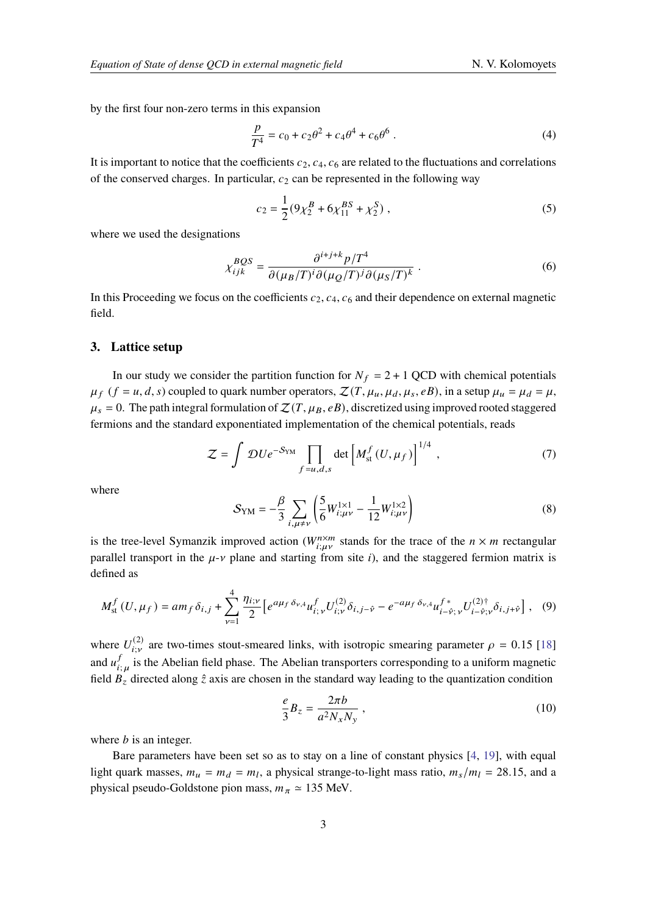by the first four non-zero terms in this expansion

$$\frac{p}{T^4} = c_0 + c_2\theta^2 + c_4\theta^4 + c_6\theta^6 \,. \tag{4}$$

It is important to notice that the coefficients $c_2, c_4, c_6$ are related to the fluctuations and correlations of the conserved charges. In particular, $c_2$ can be represented in the following way

$$c_2 = \frac{1}{2}(9\chi_2^B + 6\chi_{11}^{BS} + \chi_2^S) \,, \tag{5}$$

where we used the designations

$$\chi_{ijk}^{BQS} = \frac{\partial^{i+j+k} p/T^4}{\partial(\mu_B/T)^i \partial(\mu_Q/T)^j \partial(\mu_S/T)^k} \,. \tag{6}$$

In this Proceeding we focus on the coefficients $c_2, c_4, c_6$ and their dependence on external magnetic field.

## 3. Lattice setup

In our study we consider the partition function for $N_f = 2+1$ QCD with chemical potentials $\mu_f$ ($f = u, d, s$) coupled to quark number operators, $\mathcal{Z}(T, \mu_u, \mu_d, \mu_s, eB)$, in a setup $\mu_u = \mu_d = \mu$, $\mu_s = 0$. The path integral formulation of $\mathcal{Z}(T, \mu_B, eB)$, discretized using improved rooted staggered fermions and the standard exponentiated implementation of the chemical potentials, reads

$$\mathcal{Z} = \int \mathcal{D}U e^{-\mathcal{S}_{\text{YM}}} \prod_{f=u,d,s} \det\left[M_{\text{st}}^f(U, \mu_f)\right]^{1/4} \,, \tag{7}$$

where

$$\mathcal{S}_{\text{YM}} = -\frac{\beta}{3} \sum_{i,\mu\neq\nu} \left(\frac{5}{6} W_{i;\mu\nu}^{1\times1} - \frac{1}{12} W_{i;\mu\nu}^{1\times2}\right) \tag{8}$$

is the tree-level Symanzik improved action ($W_{i;\mu\nu}^{n\times m}$ stands for the trace of the $n \times m$ rectangular parallel transport in the $\mu$-$\nu$ plane and starting from site $i$), and the staggered fermion matrix is defined as

$$M_{\text{st}}^f(U, \mu_f) = am_f \delta_{i,j} + \sum_{\nu=1}^{4} \frac{\eta_{i;\nu}}{2} \left[e^{a\mu_f \delta_{\nu,4}} u_{i;\nu}^f U_{i;\nu}^{(2)} \delta_{i,j-\hat{\nu}} - e^{-a\mu_f \delta_{\nu,4}} u_{i-\hat{\nu};\nu}^{f\,*} U_{i-\hat{\nu};\nu}^{(2)\dagger} \delta_{i,j+\hat{\nu}}\right] \,, \tag{9}$$

where $U_{i;\nu}^{(2)}$ are two-times stout-smeared links, with isotropic smearing parameter $\rho = 0.15$ [18] and $u_{i;\mu}^f$ is the Abelian field phase. The Abelian transporters corresponding to a uniform magnetic field $B_z$ directed along $\hat{z}$ axis are chosen in the standard way leading to the quantization condition

$$\frac{e}{3} B_z = \frac{2\pi b}{a^2 N_x N_y} \,, \tag{10}$$

where $b$ is an integer.

Bare parameters have been set so as to stay on a line of constant physics [4, 19], with equal light quark masses, $m_u = m_d = m_l$, a physical strange-to-light mass ratio, $m_s/m_l = 28.15$, and a physical pseudo-Goldstone pion mass, $m_\pi \simeq 135$ MeV.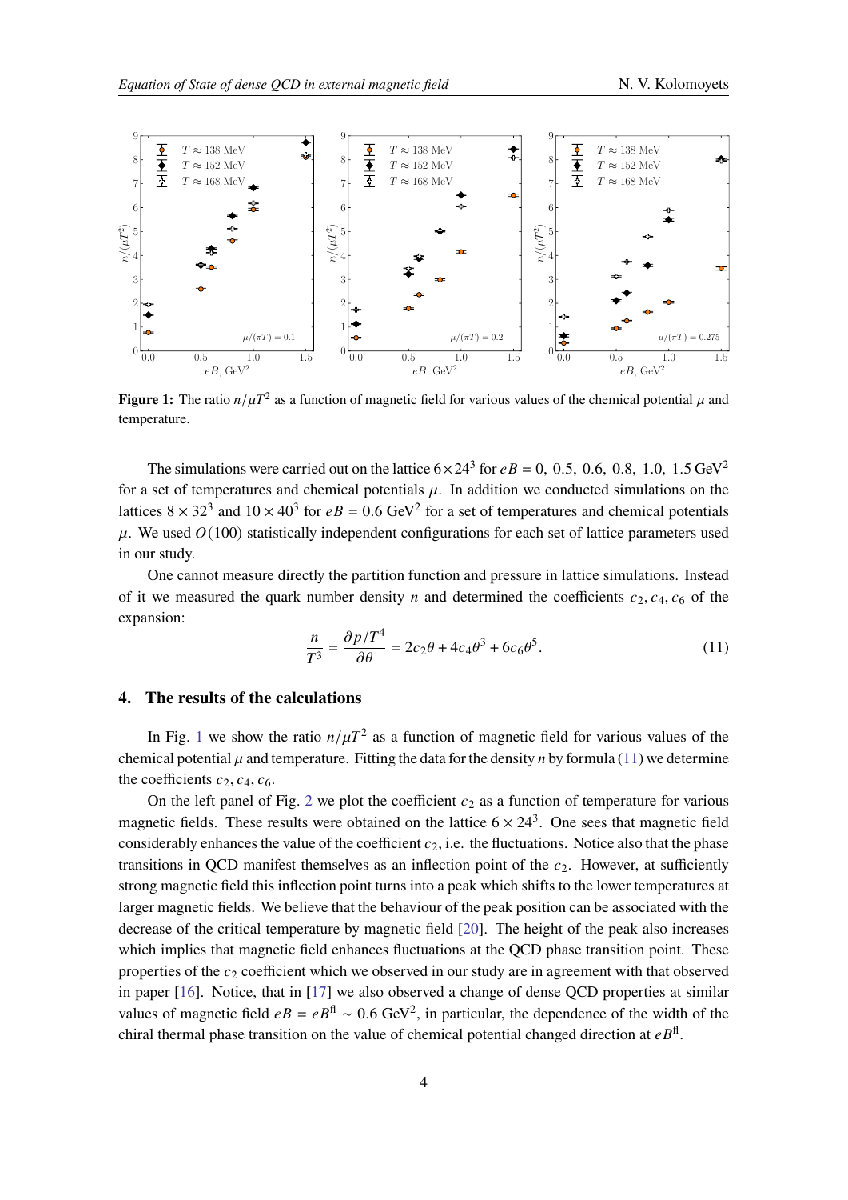Figure 1: The ratio $n/\mu T^2$ as a function of magnetic field for various values of the chemical potential $\mu$ and temperature.

The simulations were carried out on the lattice $6 \times 24^3$ for $eB = 0,\ 0.5,\ 0.6,\ 0.8,\ 1.0,\ 1.5\ \text{GeV}^2$ for a set of temperatures and chemical potentials $\mu$. In addition we conducted simulations on the lattices $8 \times 32^3$ and $10 \times 40^3$ for $eB = 0.6\ \text{GeV}^2$ for a set of temperatures and chemical potentials $\mu$. We used $O(100)$ statistically independent configurations for each set of lattice parameters used in our study.

One cannot measure directly the partition function and pressure in lattice simulations. Instead of it we measured the quark number density $n$ and determined the coefficients $c_2, c_4, c_6$ of the expansion:

$$\frac{n}{T^3} = \frac{\partial p/T^4}{\partial \theta} = 2c_2\theta + 4c_4\theta^3 + 6c_6\theta^5. \tag{11}$$

## 4. The results of the calculations

In Fig. 1 we show the ratio $n/\mu T^2$ as a function of magnetic field for various values of the chemical potential $\mu$ and temperature. Fitting the data for the density $n$ by formula (11) we determine the coefficients $c_2, c_4, c_6$.

On the left panel of Fig. 2 we plot the coefficient $c_2$ as a function of temperature for various magnetic fields. These results were obtained on the lattice $6 \times 24^3$. One sees that magnetic field considerably enhances the value of the coefficient $c_2$, i.e. the fluctuations. Notice also that the phase transitions in QCD manifest themselves as an inflection point of the $c_2$. However, at sufficiently strong magnetic field this inflection point turns into a peak which shifts to the lower temperatures at larger magnetic fields. We believe that the behaviour of the peak position can be associated with the decrease of the critical temperature by magnetic field [20]. The height of the peak also increases which implies that magnetic field enhances fluctuations at the QCD phase transition point. These properties of the $c_2$ coefficient which we observed in our study are in agreement with that observed in paper [16]. Notice, that in [17] we also observed a change of dense QCD properties at similar values of magnetic field $eB = eB^{\text{fl}} \sim 0.6\ \text{GeV}^2$, in particular, the dependence of the width of the chiral thermal phase transition on the value of chemical potential changed direction at $eB^{\text{fl}}$.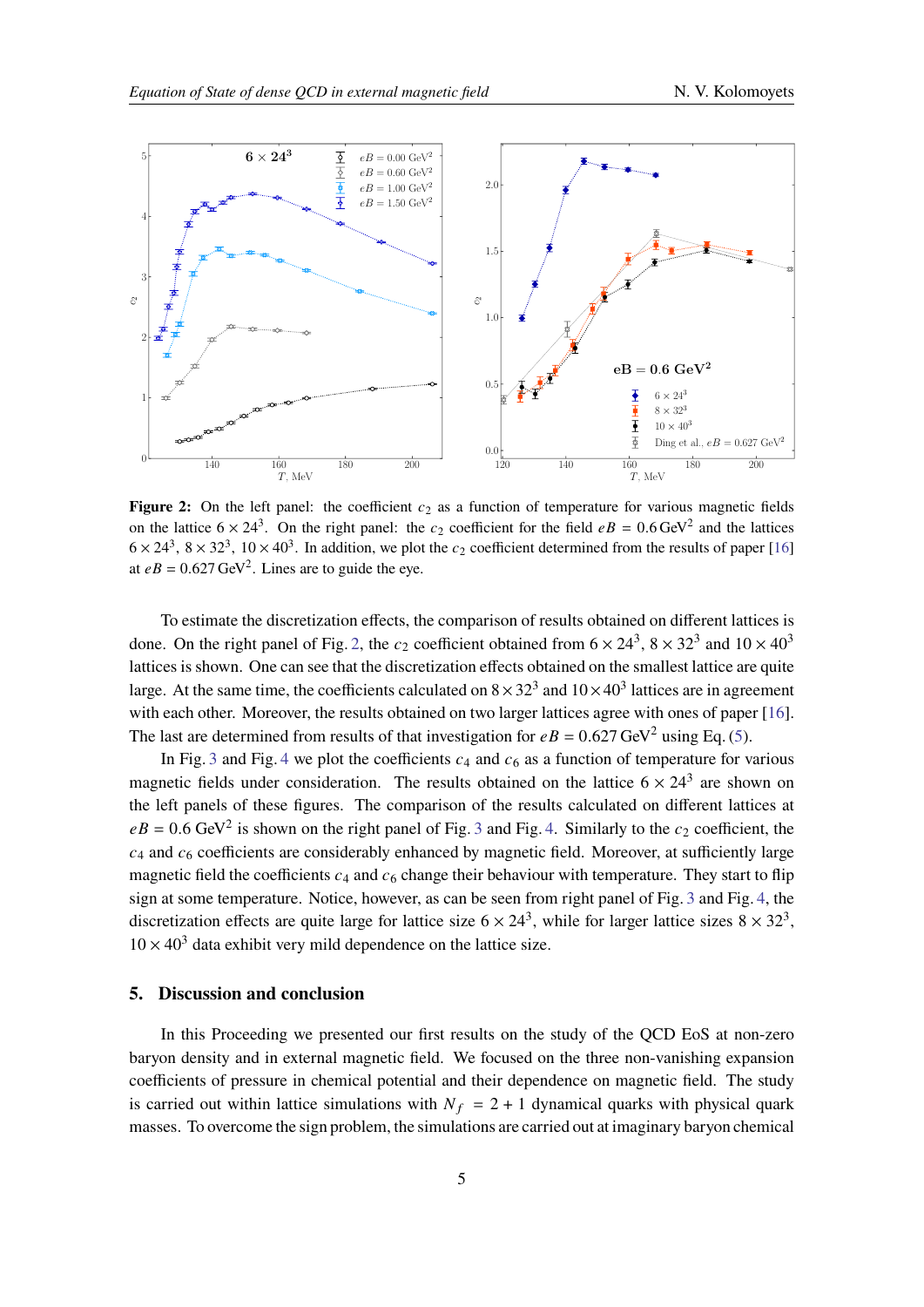**Figure 2:** On the left panel: the coefficient $c_2$ as a function of temperature for various magnetic fields on the lattice $6 \times 24^3$. On the right panel: the $c_2$ coefficient for the field $eB = 0.6\,\text{GeV}^2$ and the lattices $6 \times 24^3$, $8 \times 32^3$, $10 \times 40^3$. In addition, we plot the $c_2$ coefficient determined from the results of paper [16] at $eB = 0.627\,\text{GeV}^2$. Lines are to guide the eye.

To estimate the discretization effects, the comparison of results obtained on different lattices is done. On the right panel of Fig. 2, the $c_2$ coefficient obtained from $6 \times 24^3$, $8 \times 32^3$ and $10 \times 40^3$ lattices is shown. One can see that the discretization effects obtained on the smallest lattice are quite large. At the same time, the coefficients calculated on $8 \times 32^3$ and $10 \times 40^3$ lattices are in agreement with each other. Moreover, the results obtained on two larger lattices agree with ones of paper [16]. The last are determined from results of that investigation for $eB = 0.627\,\text{GeV}^2$ using Eq. (5).

In Fig. 3 and Fig. 4 we plot the coefficients $c_4$ and $c_6$ as a function of temperature for various magnetic fields under consideration. The results obtained on the lattice $6 \times 24^3$ are shown on the left panels of these figures. The comparison of the results calculated on different lattices at $eB = 0.6\,\text{GeV}^2$ is shown on the right panel of Fig. 3 and Fig. 4. Similarly to the $c_2$ coefficient, the $c_4$ and $c_6$ coefficients are considerably enhanced by magnetic field. Moreover, at sufficiently large magnetic field the coefficients $c_4$ and $c_6$ change their behaviour with temperature. They start to flip sign at some temperature. Notice, however, as can be seen from right panel of Fig. 3 and Fig. 4, the discretization effects are quite large for lattice size $6 \times 24^3$, while for larger lattice sizes $8 \times 32^3$, $10 \times 40^3$ data exhibit very mild dependence on the lattice size.

## 5. Discussion and conclusion

In this Proceeding we presented our first results on the study of the QCD EoS at non-zero baryon density and in external magnetic field. We focused on the three non-vanishing expansion coefficients of pressure in chemical potential and their dependence on magnetic field. The study is carried out within lattice simulations with $N_f = 2 + 1$ dynamical quarks with physical quark masses. To overcome the sign problem, the simulations are carried out at imaginary baryon chemical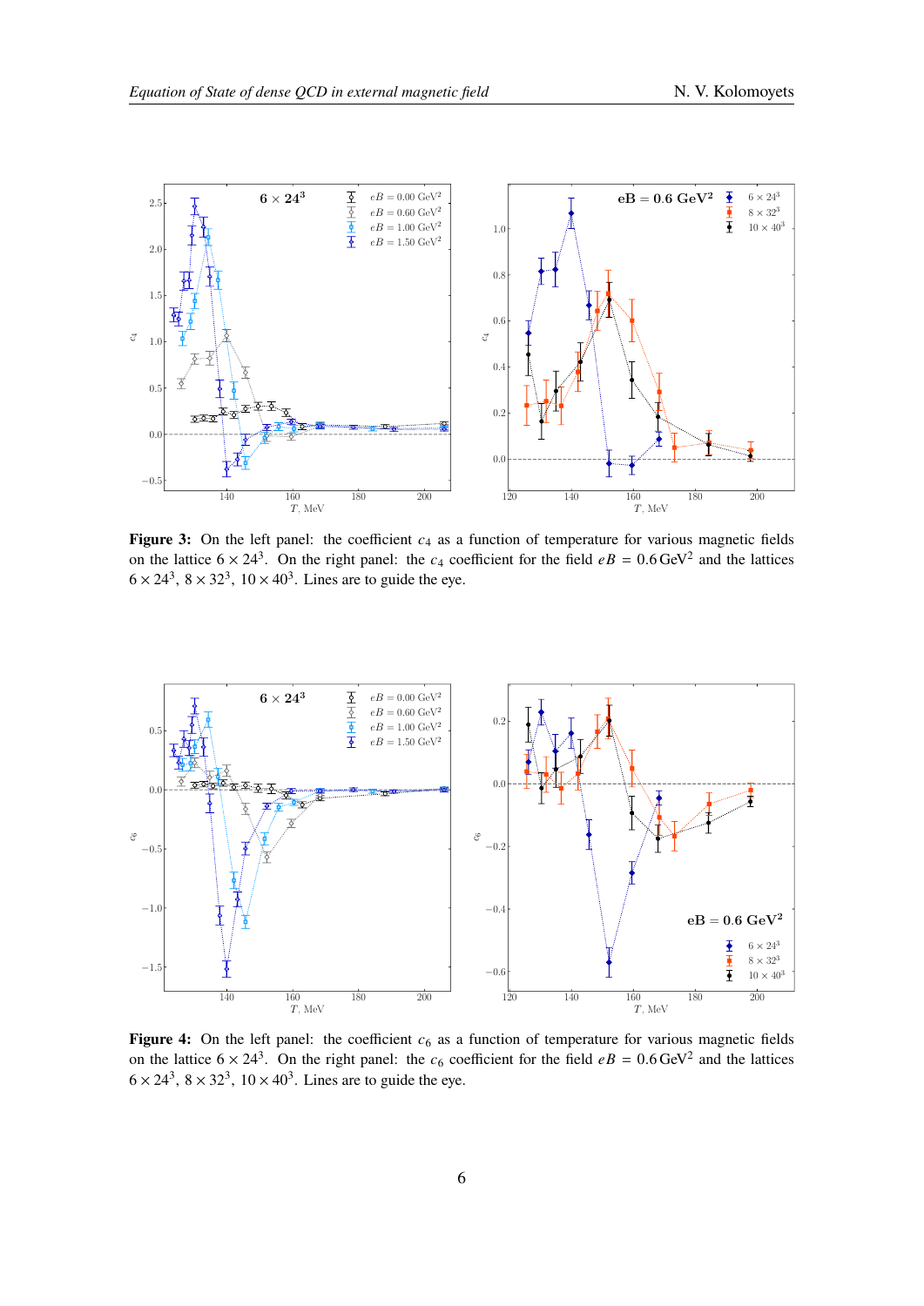**Figure 3:** On the left panel: the coefficient $c_4$ as a function of temperature for various magnetic fields on the lattice $6 \times 24^3$. On the right panel: the $c_4$ coefficient for the field $eB = 0.6\,\text{GeV}^2$ and the lattices $6 \times 24^3$, $8 \times 32^3$, $10 \times 40^3$. Lines are to guide the eye.

**Figure 4:** On the left panel: the coefficient $c_6$ as a function of temperature for various magnetic fields on the lattice $6 \times 24^3$. On the right panel: the $c_6$ coefficient for the field $eB = 0.6\,\text{GeV}^2$ and the lattices $6 \times 24^3$, $8 \times 32^3$, $10 \times 40^3$. Lines are to guide the eye.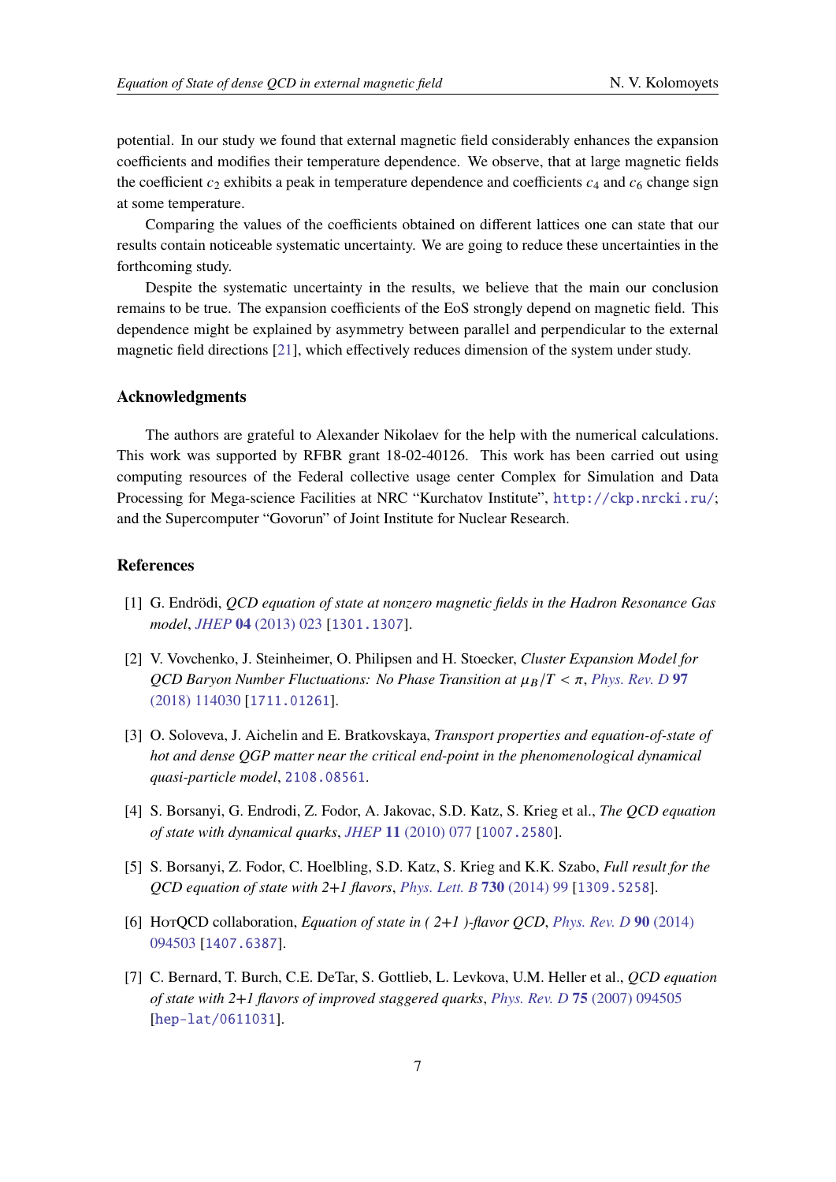potential. In our study we found that external magnetic field considerably enhances the expansion coefficients and modifies their temperature dependence. We observe, that at large magnetic fields the coefficient $c_2$ exhibits a peak in temperature dependence and coefficients $c_4$ and $c_6$ change sign at some temperature.

Comparing the values of the coefficients obtained on different lattices one can state that our results contain noticeable systematic uncertainty. We are going to reduce these uncertainties in the forthcoming study.

Despite the systematic uncertainty in the results, we believe that the main our conclusion remains to be true. The expansion coefficients of the EoS strongly depend on magnetic field. This dependence might be explained by asymmetry between parallel and perpendicular to the external magnetic field directions [21], which effectively reduces dimension of the system under study.

## Acknowledgments

The authors are grateful to Alexander Nikolaev for the help with the numerical calculations. This work was supported by RFBR grant 18-02-40126. This work has been carried out using computing resources of the Federal collective usage center Complex for Simulation and Data Processing for Mega-science Facilities at NRC "Kurchatov Institute", http://ckp.nrcki.ru/; and the Supercomputer "Govorun" of Joint Institute for Nuclear Research.

## References

[1] G. Endrödi, *QCD equation of state at nonzero magnetic fields in the Hadron Resonance Gas model*, *JHEP* **04** (2013) 023 [1301.1307].

[2] V. Vovchenko, J. Steinheimer, O. Philipsen and H. Stoecker, *Cluster Expansion Model for QCD Baryon Number Fluctuations: No Phase Transition at $\mu_B/T < \pi$*, *Phys. Rev. D* **97** (2018) 114030 [1711.01261].

[3] O. Soloveva, J. Aichelin and E. Bratkovskaya, *Transport properties and equation-of-state of hot and dense QGP matter near the critical end-point in the phenomenological dynamical quasi-particle model*, 2108.08561.

[4] S. Borsanyi, G. Endrodi, Z. Fodor, A. Jakovac, S.D. Katz, S. Krieg et al., *The QCD equation of state with dynamical quarks*, *JHEP* **11** (2010) 077 [1007.2580].

[5] S. Borsanyi, Z. Fodor, C. Hoelbling, S.D. Katz, S. Krieg and K.K. Szabo, *Full result for the QCD equation of state with 2+1 flavors*, *Phys. Lett. B* **730** (2014) 99 [1309.5258].

[6] HotQCD collaboration, *Equation of state in ( 2+1 )-flavor QCD*, *Phys. Rev. D* **90** (2014) 094503 [1407.6387].

[7] C. Bernard, T. Burch, C.E. DeTar, S. Gottlieb, L. Levkova, U.M. Heller et al., *QCD equation of state with 2+1 flavors of improved staggered quarks*, *Phys. Rev. D* **75** (2007) 094505 [hep-lat/0611031].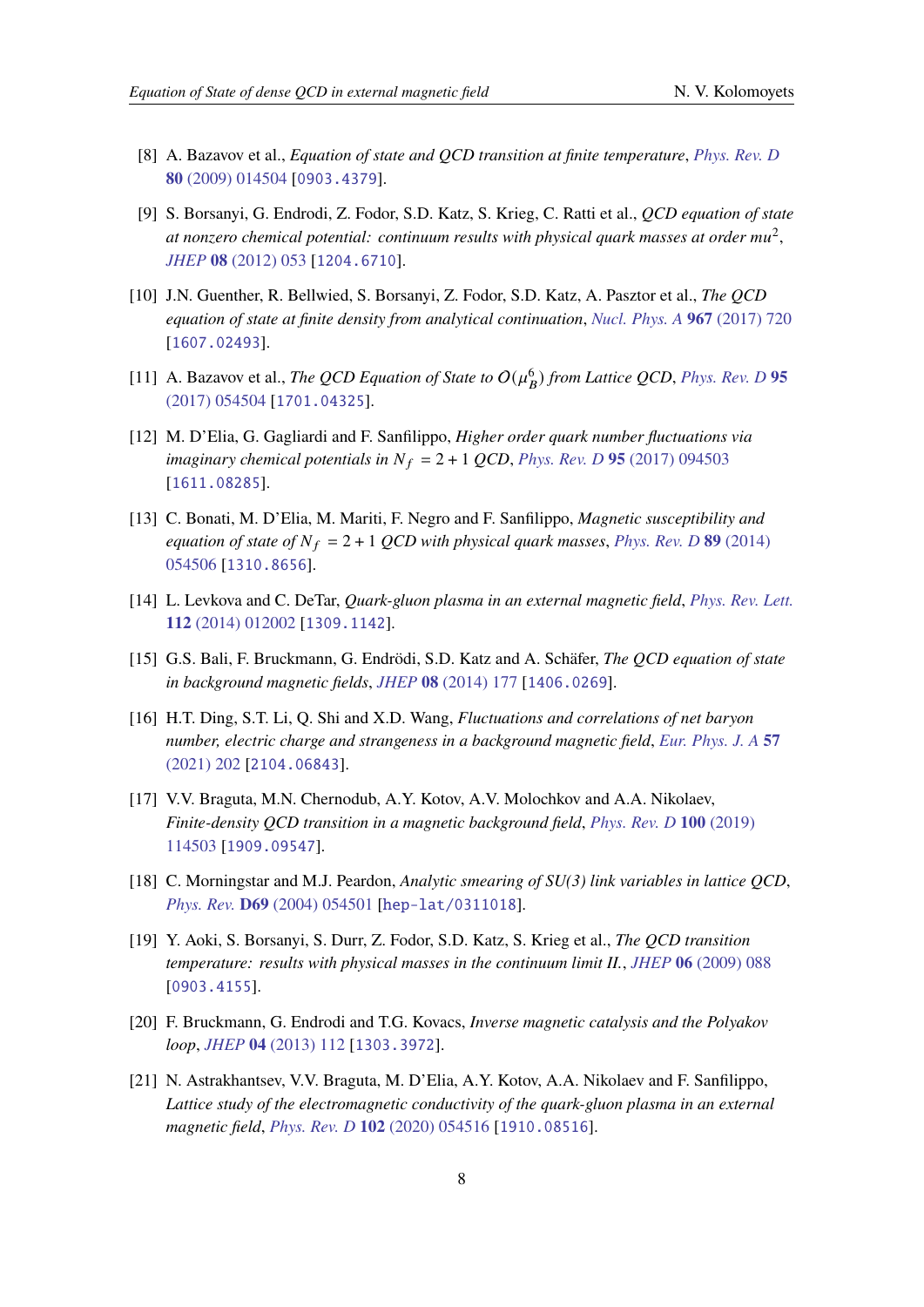[8] A. Bazavov et al., *Equation of state and QCD transition at finite temperature*, Phys. Rev. D **80** (2009) 014504 [0903.4379].

[9] S. Borsanyi, G. Endrodi, Z. Fodor, S.D. Katz, S. Krieg, C. Ratti et al., *QCD equation of state at nonzero chemical potential: continuum results with physical quark masses at order mu$^2$*, JHEP **08** (2012) 053 [1204.6710].

[10] J.N. Guenther, R. Bellwied, S. Borsanyi, Z. Fodor, S.D. Katz, A. Pasztor et al., *The QCD equation of state at finite density from analytical continuation*, Nucl. Phys. A **967** (2017) 720 [1607.02493].

[11] A. Bazavov et al., *The QCD Equation of State to $O(\mu_B^6)$ from Lattice QCD*, Phys. Rev. D **95** (2017) 054504 [1701.04325].

[12] M. D'Elia, G. Gagliardi and F. Sanfilippo, *Higher order quark number fluctuations via imaginary chemical potentials in $N_f = 2+1$ QCD*, Phys. Rev. D **95** (2017) 094503 [1611.08285].

[13] C. Bonati, M. D'Elia, M. Mariti, F. Negro and F. Sanfilippo, *Magnetic susceptibility and equation of state of $N_f = 2+1$ QCD with physical quark masses*, Phys. Rev. D **89** (2014) 054506 [1310.8656].

[14] L. Levkova and C. DeTar, *Quark-gluon plasma in an external magnetic field*, Phys. Rev. Lett. **112** (2014) 012002 [1309.1142].

[15] G.S. Bali, F. Bruckmann, G. Endrödi, S.D. Katz and A. Schäfer, *The QCD equation of state in background magnetic fields*, JHEP **08** (2014) 177 [1406.0269].

[16] H.T. Ding, S.T. Li, Q. Shi and X.D. Wang, *Fluctuations and correlations of net baryon number, electric charge and strangeness in a background magnetic field*, Eur. Phys. J. A **57** (2021) 202 [2104.06843].

[17] V.V. Braguta, M.N. Chernodub, A.Y. Kotov, A.V. Molochkov and A.A. Nikolaev, *Finite-density QCD transition in a magnetic background field*, Phys. Rev. D **100** (2019) 114503 [1909.09547].

[18] C. Morningstar and M.J. Peardon, *Analytic smearing of SU(3) link variables in lattice QCD*, Phys. Rev. **D69** (2004) 054501 [hep-lat/0311018].

[19] Y. Aoki, S. Borsanyi, S. Durr, Z. Fodor, S.D. Katz, S. Krieg et al., *The QCD transition temperature: results with physical masses in the continuum limit II.*, JHEP **06** (2009) 088 [0903.4155].

[20] F. Bruckmann, G. Endrodi and T.G. Kovacs, *Inverse magnetic catalysis and the Polyakov loop*, JHEP **04** (2013) 112 [1303.3972].

[21] N. Astrakhantsev, V.V. Braguta, M. D'Elia, A.Y. Kotov, A.A. Nikolaev and F. Sanfilippo, *Lattice study of the electromagnetic conductivity of the quark-gluon plasma in an external magnetic field*, Phys. Rev. D **102** (2020) 054516 [1910.08516].